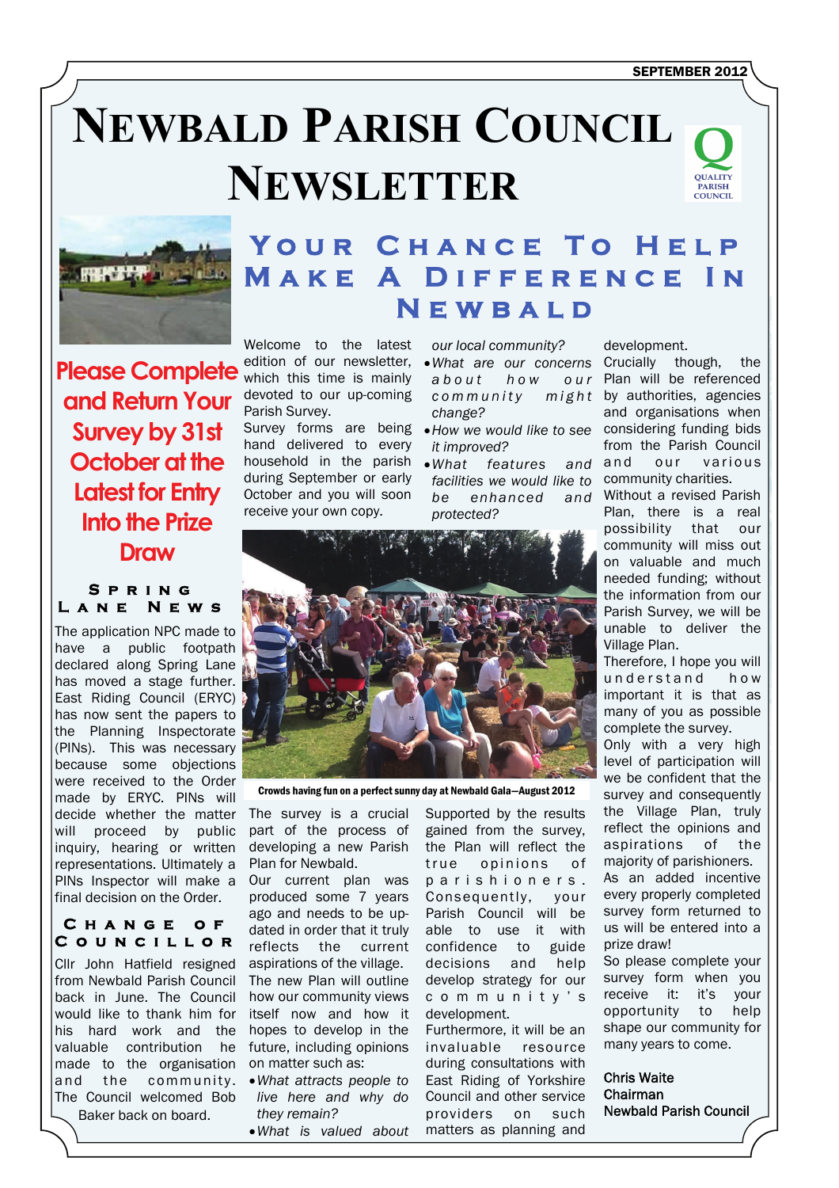SEPTEMBER 2012

# Newbald Parish Council Newsletter

QUALITY PARISH COUNCIL

**Please Complete and Return Your Survey by 31st October at the Latest for Entry Into the Prize Draw**

### Spring Lane News

The application NPC made to have a public footpath declared along Spring Lane has moved a stage further. East Riding Council (ERYC) has now sent the papers to the Planning Inspectorate (PINs). This was necessary because some objections were received to the Order made by ERYC. PINs will decide whether the matter will proceed by public inquiry, hearing or written representations. Ultimately a PINs Inspector will make a final decision on the Order.

### Change of Councillor

Cllr John Hatfield resigned from Newbald Parish Council back in June. The Council would like to thank him for his hard work and the valuable contribution he made to the organisation and the community. The Council welcomed Bob Baker back on board.

## Your Chance To Help Make A Difference In Newbald

Welcome to the latest edition of our newsletter, which this time is mainly devoted to our up-coming Parish Survey.

Survey forms are being hand delivered to every household in the parish during September or early October and you will soon receive your own copy.

Crowds having fun on a perfect sunny day at Newbald Gala—August 2012

The survey is a crucial part of the process of developing a new Parish Plan for Newbald.

Our current plan was produced some 7 years ago and needs to be up-dated in order that it truly reflects the current aspirations of the village.

The new Plan will outline how our community views itself now and how it hopes to develop in the future, including opinions on matter such as:

- *What attracts people to live here and why do they remain?*
- *What is valued about our local community?*
- *What are our concerns about how our community might change?*
- *How we would like to see it improved?*
- *What features and facilities we would like to be enhanced and protected?*

Supported by the results gained from the survey, the Plan will reflect the true opinions of parishioners. Consequently, your Parish Council will be able to use it with confidence to guide decisions and help develop strategy for our community's development.

Furthermore, it will be an invaluable resource during consultations with East Riding of Yorkshire Council and other service providers on such matters as planning and development.

Crucially though, the Plan will be referenced by authorities, agencies and organisations when considering funding bids from the Parish Council and our various community charities.

Without a revised Parish Plan, there is a real possibility that our community will miss out on valuable and much needed funding; without the information from our Parish Survey, we will be unable to deliver the Village Plan.

Therefore, I hope you will understand how important it is that as many of you as possible complete the survey.

Only with a very high level of participation will we be confident that the survey and consequently the Village Plan, truly reflect the opinions and aspirations of the majority of parishioners.

As an added incentive every properly completed survey form returned to us will be entered into a prize draw!

So please complete your survey form when you receive it: it's your opportunity to help shape our community for many years to come.

Chris Waite
Chairman
Newbald Parish Council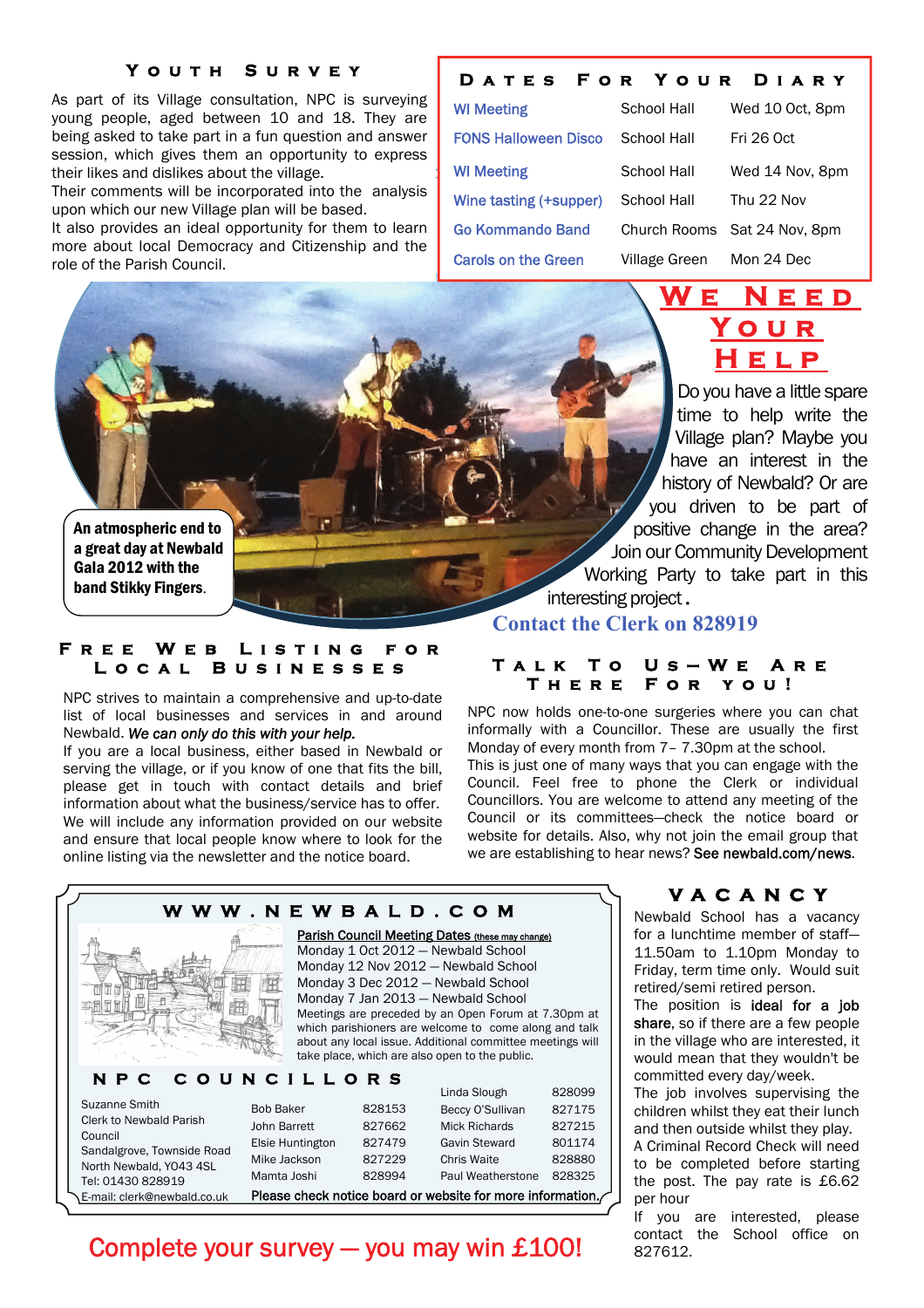## Youth Survey

As part of its Village consultation, NPC is surveying young people, aged between 10 and 18. They are being asked to take part in a fun question and answer session, which gives them an opportunity to express their likes and dislikes about the village.

Their comments will be incorporated into the analysis upon which our new Village plan will be based.

It also provides an ideal local opportunity for them to learn more about local Democracy and Citizenship and the role of the Parish Council.

## Dates For Your Diary

| | | |
|---|---|---|
| WI Meeting | School Hall | Wed 10 Oct, 8pm |
| FONS Halloween Disco | School Hall | Fri 26 Oct |
| WI Meeting | School Hall | Wed 14 Nov, 8pm |
| Wine tasting (+supper) | School Hall | Thu 22 Nov |
| Go Kommando Band | Church Rooms | Sat 24 Nov, 8pm |
| Carols on the Green | Village Green | Mon 24 Dec |

**An atmospheric end to a great day at Newbald Gala 2012 with the band Stikky Fingers.**

## We Need Your Help

Do you have a little spare time to help write the Village plan? Maybe you have an interest in the history of Newbald? Or are you driven to be part of positive change in the area? Join our Community Development Working Party to take part in this interesting project.

**Contact the Clerk on 828919**

## Free Web Listing for Local Businesses

NPC strives to maintain a comprehensive and up-to-date list of local businesses and services in and around Newbald. ***We can only do this with your help.***

If you are a local business, either based in Newbald or serving the village, or if you know of one that fits the bill, please get in touch with contact details and brief information about what the business/service has to offer. We will include any information provided on our website and ensure that local people know where to look for the online listing via the newsletter and the notice board.

## Talk To Us—We Are There For You!

NPC now holds one-to-one surgeries where you can chat informally with a Councillor. These are usually the first Monday of every month from 7– 7.30pm at the school.

This is just one of many ways that you can engage with the Council. Feel free to phone the Clerk or individual Councillors. You are welcome to attend any meeting of the Council or its committees—check the notice board or website for details. Also, why not join the email group that we are establishing to hear news? **See newbald.com/news.**

## www.newbald.com

**Parish Council Meeting Dates** (these may change)

Monday 1 Oct 2012 — Newbald School
Monday 12 Nov 2012 — Newbald School
Monday 3 Dec 2012 — Newbald School
Monday 7 Jan 2013 — Newbald School

Meetings are preceded by an Open Forum at 7.30pm at which parishioners are welcome to come along and talk about any local issue. Additional committee meetings will take place, which are also open to the public.

### NPC Councillors

Suzanne Smith
Clerk to Newbald Parish Council
Sandalgrove, Townside Road
North Newbald, YO43 4SL
Tel: 01430 828919
E-mail: clerk@newbald.co.uk

| | | | |
|---|---|---|---|
| Bob Baker | 828153 | Linda Slough | 828099 |
| John Barrett | 827662 | Beccy O'Sullivan | 827175 |
| Elsie Huntington | 827479 | Mick Richards | 827215 |
| Mike Jackson | 827229 | Gavin Steward | 801174 |
| Mamta Joshi | 828994 | Chris Waite | 828880 |
| | | Paul Weatherstone | 828325 |

**Please check notice board or website for more information.**

## Vacancy

Newbald School has a vacancy for a lunchtime member of staff—11.50am to 1.10pm Monday to Friday, term time only. Would suit retired/semi retired person.

The position is **ideal for a job share**, so if there are a few people in the village who are interested, it would mean that they wouldn't be committed every day/week.

The job involves supervising the children whilst they eat their lunch and then outside whilst they play.

A Criminal Record Check will need to be completed before starting the post. The pay rate is £6.62 per hour

If you are interested, please contact the School office on 827612.

**Complete your survey — you may win £100!**